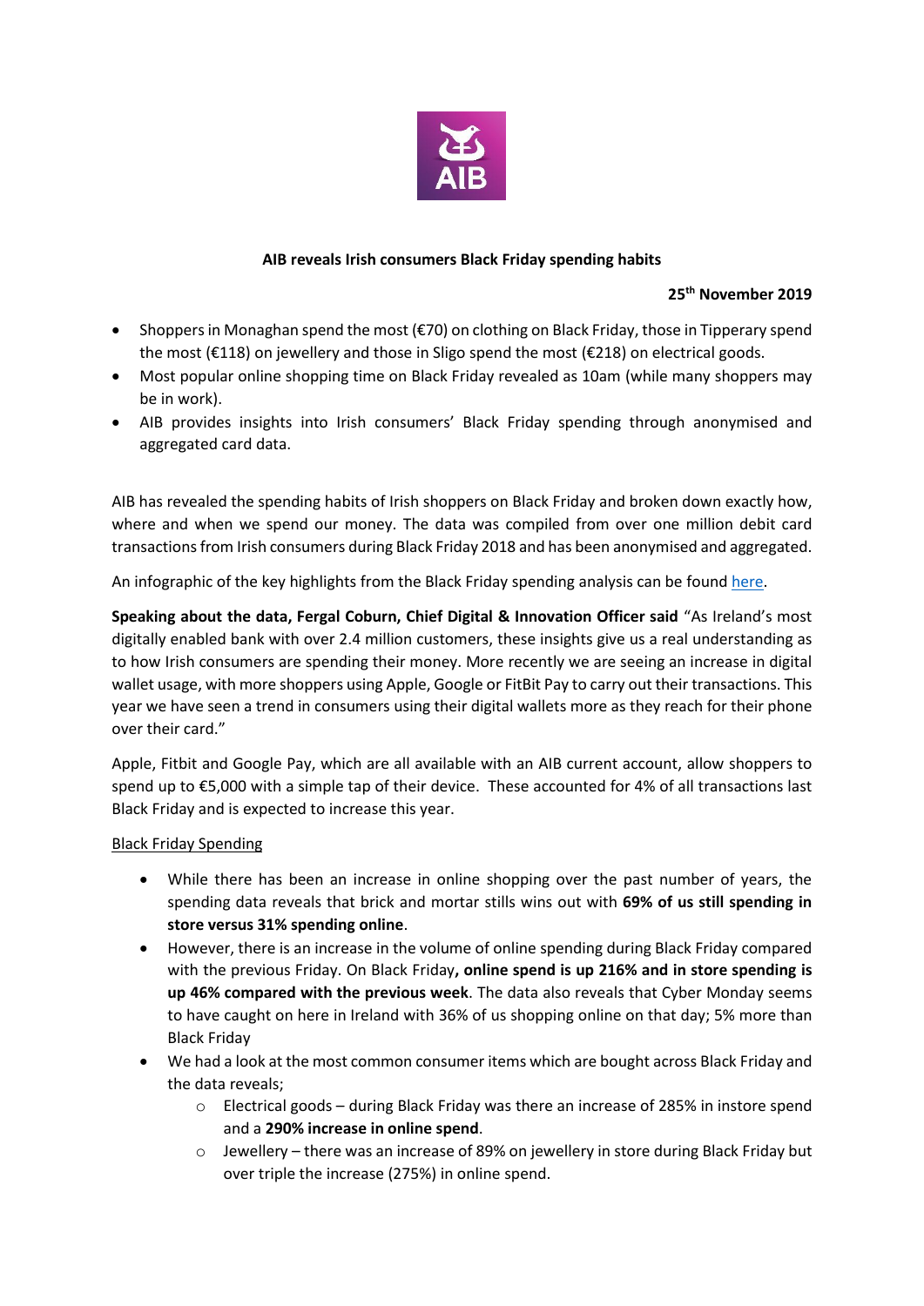**AIB reveals Irish consumers Black Friday spending habits**

**25th November 2019**

- Shoppers in Monaghan spend the most (€70) on clothing on Black Friday, those in Tipperary spend the most (€118) on jewellery and those in Sligo spend the most (€218) on electrical goods.
- Most popular online shopping time on Black Friday revealed as 10am (while many shoppers may be in work).
- AIB provides insights into Irish consumers' Black Friday spending through anonymised and aggregated card data.

AIB has revealed the spending habits of Irish shoppers on Black Friday and broken down exactly how, where and when we spend our money. The data was compiled from over one million debit card transactions from Irish consumers during Black Friday 2018 and has been anonymised and aggregated.

An infographic of the key highlights from the Black Friday spending analysis can be found here.

**Speaking about the data, Fergal Coburn, Chief Digital & Innovation Officer said** "As Ireland's most digitally enabled bank with over 2.4 million customers, these insights give us a real understanding as to how Irish consumers are spending their money. More recently we are seeing an increase in digital wallet usage, with more shoppers using Apple, Google or FitBit Pay to carry out their transactions. This year we have seen a trend in consumers using their digital wallets more as they reach for their phone over their card."

Apple, Fitbit and Google Pay, which are all available with an AIB current account, allow shoppers to spend up to €5,000 with a simple tap of their device. These accounted for 4% of all transactions last Black Friday and is expected to increase this year.

Black Friday Spending

- While there has been an increase in online shopping over the past number of years, the spending data reveals that brick and mortar stills wins out with **69% of us still spending in store versus 31% spending online**.
- However, there is an increase in the volume of online spending during Black Friday compared with the previous Friday. On Black Friday**, online spend is up 216% and in store spending is up 46% compared with the previous week**. The data also reveals that Cyber Monday seems to have caught on here in Ireland with 36% of us shopping online on that day; 5% more than Black Friday
- We had a look at the most common consumer items which are bought across Black Friday and the data reveals;
  - Electrical goods – during Black Friday was there an increase of 285% in instore spend and a **290% increase in online spend**.
  - Jewellery – there was an increase of 89% on jewellery in store during Black Friday but over triple the increase (275%) in online spend.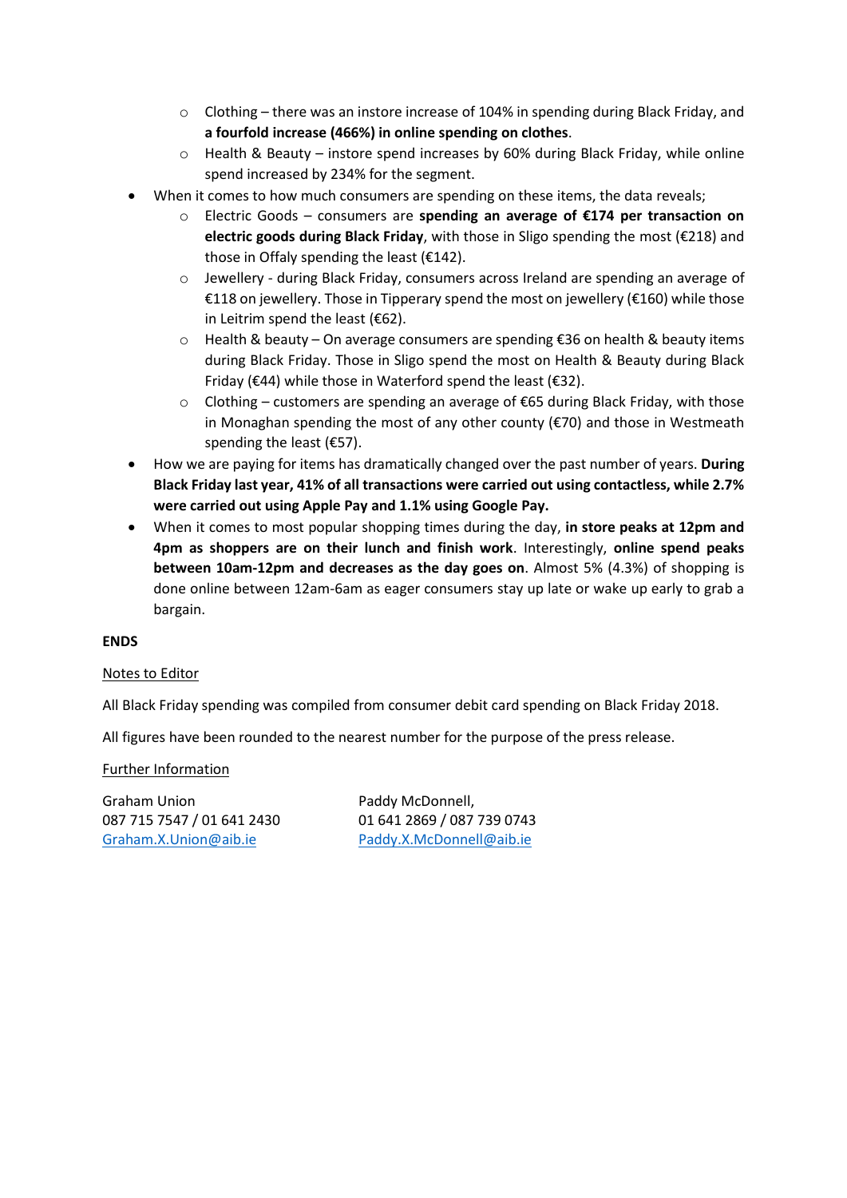- Clothing – there was an instore increase of 104% in spending during Black Friday, and **a fourfold increase (466%) in online spending on clothes**.
    - Health & Beauty – instore spend increases by 60% during Black Friday, while online spend increased by 234% for the segment.
- When it comes to how much consumers are spending on these items, the data reveals;
    - Electric Goods – consumers are **spending an average of €174 per transaction on electric goods during Black Friday**, with those in Sligo spending the most (€218) and those in Offaly spending the least (€142).
    - Jewellery - during Black Friday, consumers across Ireland are spending an average of €118 on jewellery. Those in Tipperary spend the most on jewellery (€160) while those in Leitrim spend the least (€62).
    - Health & beauty – On average consumers are spending €36 on health & beauty items during Black Friday. Those in Sligo spend the most on Health & Beauty during Black Friday (€44) while those in Waterford spend the least (€32).
    - Clothing – customers are spending an average of €65 during Black Friday, with those in Monaghan spending the most of any other county (€70) and those in Westmeath spending the least (€57).
- How we are paying for items has dramatically changed over the past number of years. **During Black Friday last year, 41% of all transactions were carried out using contactless, while 2.7% were carried out using Apple Pay and 1.1% using Google Pay.**
- When it comes to most popular shopping times during the day, **in store peaks at 12pm and 4pm as shoppers are on their lunch and finish work**. Interestingly, **online spend peaks between 10am-12pm and decreases as the day goes on**. Almost 5% (4.3%) of shopping is done online between 12am-6am as eager consumers stay up late or wake up early to grab a bargain.

**ENDS**

Notes to Editor

All Black Friday spending was compiled from consumer debit card spending on Black Friday 2018.

All figures have been rounded to the nearest number for the purpose of the press release.

Further Information

Graham Union
087 715 7547 / 01 641 2430
Graham.X.Union@aib.ie

Paddy McDonnell,
01 641 2869 / 087 739 0743
Paddy.X.McDonnell@aib.ie